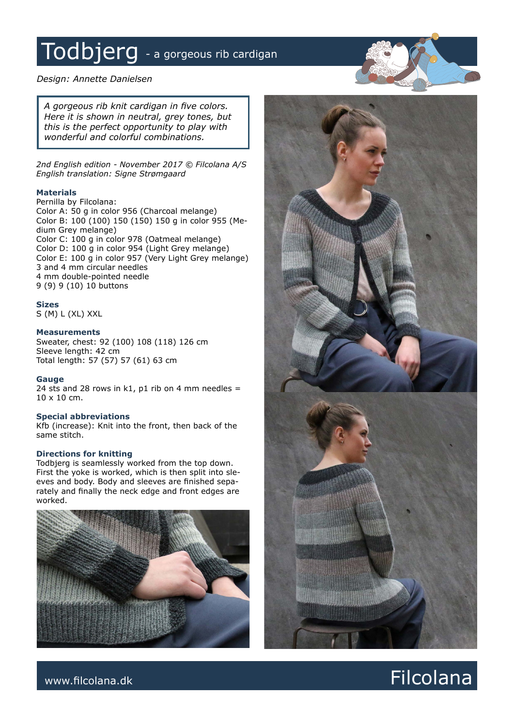# Todbjerg - a gorgeous rib cardigan

*Design: Annette Danielsen*

> *A gorgeous rib knit cardigan in five colors. Here it is shown in neutral, grey tones, but this is the perfect opportunity to play with wonderful and colorful combinations.*

*2nd English edition - November 2017 © Filcolana A/S*
*English translation: Signe Strømgaard*

### Materials

Pernilla by Filcolana:
Color A: 50 g in color 956 (Charcoal melange)
Color B: 100 (100) 150 (150) 150 g in color 955 (Medium Grey melange)
Color C: 100 g in color 978 (Oatmeal melange)
Color D: 100 g in color 954 (Light Grey melange)
Color E: 100 g in color 957 (Very Light Grey melange)
3 and 4 mm circular needles
4 mm double-pointed needle
9 (9) 9 (10) 10 buttons

### Sizes

S (M) L (XL) XXL

### Measurements

Sweater, chest: 92 (100) 108 (118) 126 cm
Sleeve length: 42 cm
Total length: 57 (57) 57 (61) 63 cm

### Gauge

24 sts and 28 rows in k1, p1 rib on 4 mm needles = 10 x 10 cm.

### Special abbreviations

Kfb (increase): Knit into the front, then back of the same stitch.

### Directions for knitting

Todbjerg is seamlessly worked from the top down. First the yoke is worked, which is then split into sleeves and body. Body and sleeves are finished separately and finally the neck edge and front edges are worked.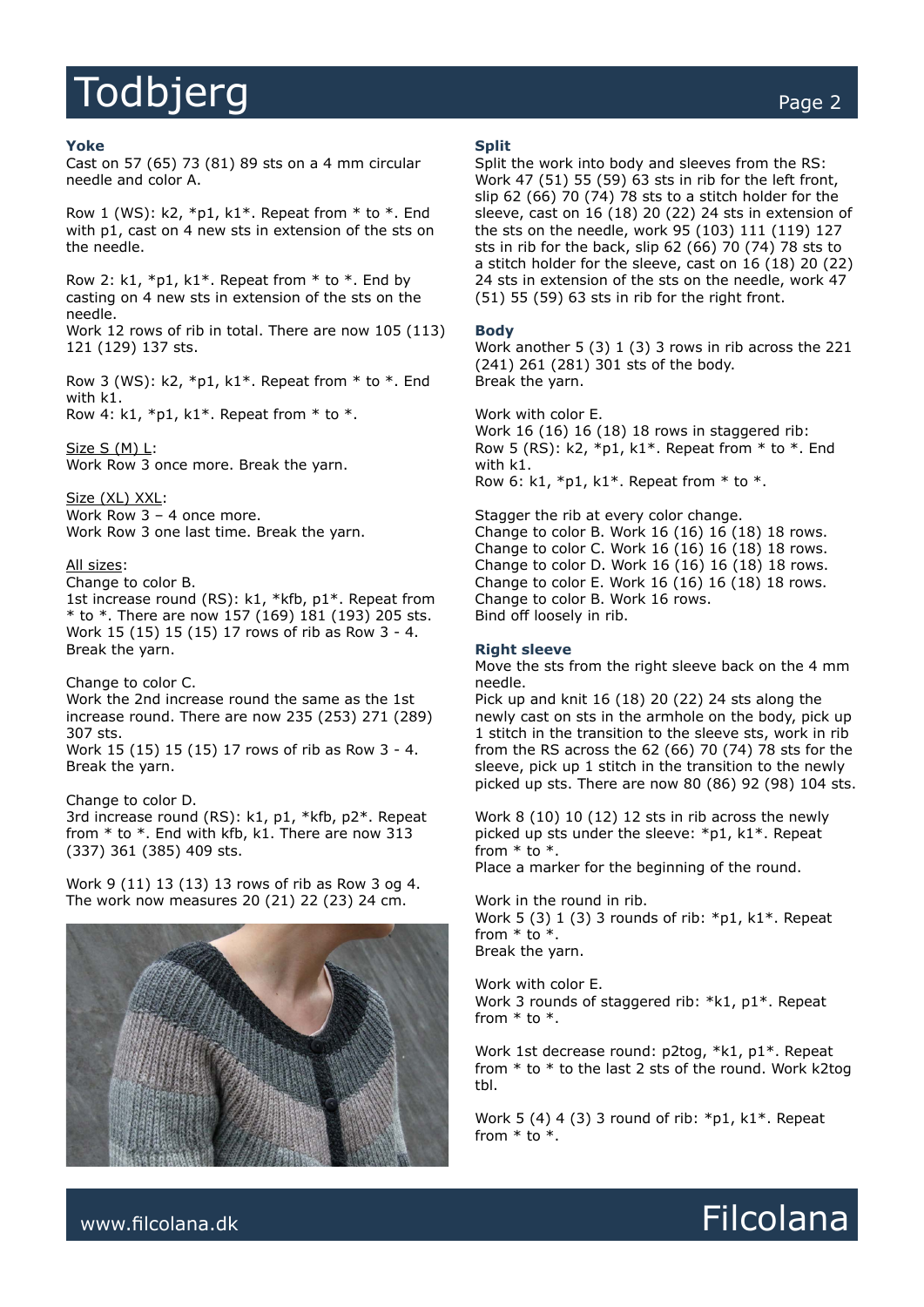## Yoke

Cast on 57 (65) 73 (81) 89 sts on a 4 mm circular needle and color A.

Row 1 (WS): k2, *p1, k1*. Repeat from * to *. End with p1, cast on 4 new sts in extension of the sts on the needle.

Row 2: k1, *p1, k1*. Repeat from * to *. End by casting on 4 new sts in extension of the sts on the needle.
Work 12 rows of rib in total. There are now 105 (113) 121 (129) 137 sts.

Row 3 (WS): k2, *p1, k1*. Repeat from * to *. End with k1.
Row 4: k1, *p1, k1*. Repeat from * to *.

Size S (M) L:
Work Row 3 once more. Break the yarn.

Size (XL) XXL:
Work Row 3 – 4 once more.
Work Row 3 one last time. Break the yarn.

All sizes:
Change to color B.
1st increase round (RS): k1, *kfb, p1*. Repeat from * to *. There are now 157 (169) 181 (193) 205 sts.
Work 15 (15) 15 (15) 17 rows of rib as Row 3 - 4. Break the yarn.

Change to color C.
Work the 2nd increase round the same as the 1st increase round. There are now 235 (253) 271 (289) 307 sts.
Work 15 (15) 15 (15) 17 rows of rib as Row 3 - 4. Break the yarn.

Change to color D.
3rd increase round (RS): k1, p1, *kfb, p2*. Repeat from * to *. End with kfb, k1. There are now 313 (337) 361 (385) 409 sts.

Work 9 (11) 13 (13) 13 rows of rib as Row 3 og 4. The work now measures 20 (21) 22 (23) 24 cm.

## Split

Split the work into body and sleeves from the RS: Work 47 (51) 55 (59) 63 sts in rib for the left front, slip 62 (66) 70 (74) 78 sts to a stitch holder for the sleeve, cast on 16 (18) 20 (22) 24 sts in extension of the sts on the needle, work 95 (103) 111 (119) 127 sts in rib for the back, slip 62 (66) 70 (74) 78 sts to a stitch holder for the sleeve, cast on 16 (18) 20 (22) 24 sts in extension of the sts on the needle, work 47 (51) 55 (59) 63 sts in rib for the right front.

## Body

Work another 5 (3) 1 (3) 3 rows in rib across the 221 (241) 261 (281) 301 sts of the body.
Break the yarn.

Work with color E.
Work 16 (16) 16 (18) 18 rows in staggered rib:
Row 5 (RS): k2, *p1, k1*. Repeat from * to *. End with k1.
Row 6: k1, *p1, k1*. Repeat from * to *.

Stagger the rib at every color change.
Change to color B. Work 16 (16) 16 (18) 18 rows.
Change to color C. Work 16 (16) 16 (18) 18 rows.
Change to color D. Work 16 (16) 16 (18) 18 rows.
Change to color E. Work 16 (16) 16 (18) 18 rows.
Change to color B. Work 16 rows.
Bind off loosely in rib.

## Right sleeve

Move the sts from the right sleeve back on the 4 mm needle.
Pick up and knit 16 (18) 20 (22) 24 sts along the newly cast on sts in the armhole on the body, pick up 1 stitch in the transition to the sleeve sts, work in rib from the RS across the 62 (66) 70 (74) 78 sts for the sleeve, pick up 1 stitch in the transition to the newly picked up sts. There are now 80 (86) 92 (98) 104 sts.

Work 8 (10) 10 (12) 12 sts in rib across the newly picked up sts under the sleeve: *p1, k1*. Repeat from * to *.
Place a marker for the beginning of the round.

Work in the round in rib.
Work 5 (3) 1 (3) 3 rounds of rib: *p1, k1*. Repeat from * to *.
Break the yarn.

Work with color E.
Work 3 rounds of staggered rib: *k1, p1*. Repeat from * to *.

Work 1st decrease round: p2tog, *k1, p1*. Repeat from * to * to the last 2 sts of the round. Work k2tog tbl.

Work 5 (4) 4 (3) 3 round of rib: *p1, k1*. Repeat from * to *.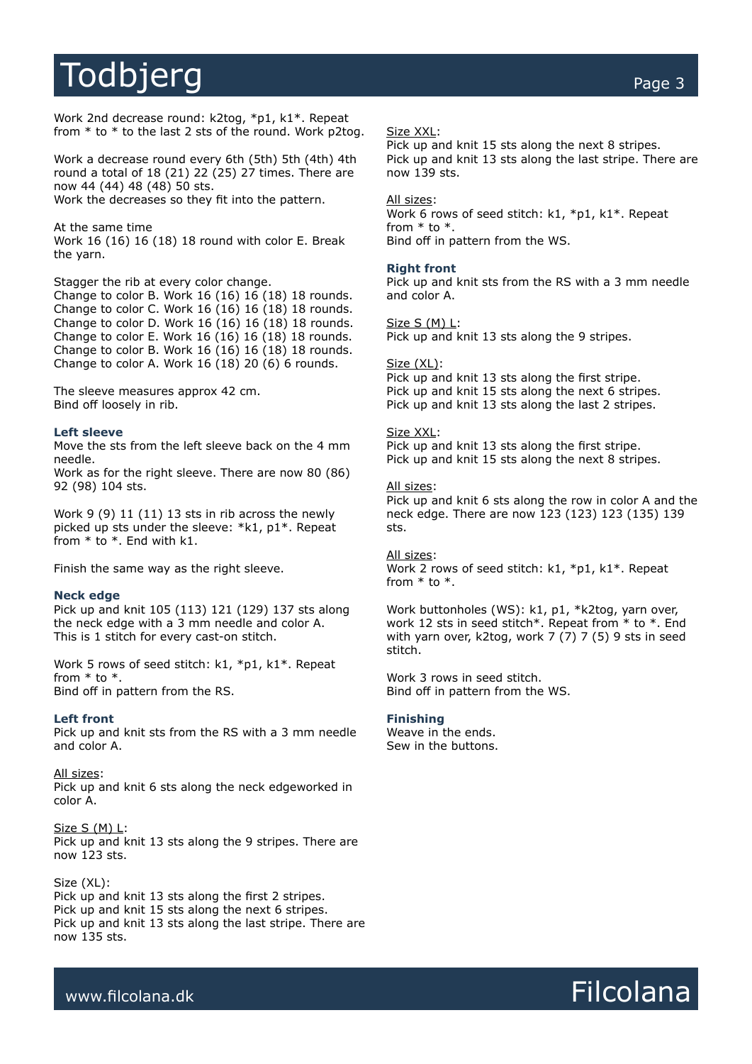Work 2nd decrease round: k2tog, *p1, k1*. Repeat from * to * to the last 2 sts of the round. Work p2tog.

Work a decrease round every 6th (5th) 5th (4th) 4th round a total of 18 (21) 22 (25) 27 times. There are now 44 (44) 48 (48) 50 sts.
Work the decreases so they fit into the pattern.

At the same time
Work 16 (16) 16 (18) 18 round with color E. Break the yarn.

Stagger the rib at every color change.
Change to color B. Work 16 (16) 16 (18) 18 rounds.
Change to color C. Work 16 (16) 16 (18) 18 rounds.
Change to color D. Work 16 (16) 16 (18) 18 rounds.
Change to color E. Work 16 (16) 16 (18) 18 rounds.
Change to color B. Work 16 (16) 16 (18) 18 rounds.
Change to color A. Work 16 (18) 20 (6) 6 rounds.

The sleeve measures approx 42 cm.
Bind off loosely in rib.

### Left sleeve

Move the sts from the left sleeve back on the 4 mm needle.
Work as for the right sleeve. There are now 80 (86) 92 (98) 104 sts.

Work 9 (9) 11 (11) 13 sts in rib across the newly picked up sts under the sleeve: *k1, p1*. Repeat from * to *. End with k1.

Finish the same way as the right sleeve.

### Neck edge

Pick up and knit 105 (113) 121 (129) 137 sts along the neck edge with a 3 mm needle and color A.
This is 1 stitch for every cast-on stitch.

Work 5 rows of seed stitch: k1, *p1, k1*. Repeat from * to *.
Bind off in pattern from the RS.

### Left front

Pick up and knit sts from the RS with a 3 mm needle and color A.

All sizes:
Pick up and knit 6 sts along the neck edgeworked in color A.

Size S (M) L:
Pick up and knit 13 sts along the 9 stripes. There are now 123 sts.

Size (XL):
Pick up and knit 13 sts along the first 2 stripes.
Pick up and knit 15 sts along the next 6 stripes.
Pick up and knit 13 sts along the last stripe. There are now 135 sts.

Size XXL:
Pick up and knit 15 sts along the next 8 stripes.
Pick up and knit 13 sts along the last stripe. There are now 139 sts.

All sizes:
Work 6 rows of seed stitch: k1, *p1, k1*. Repeat from * to *.
Bind off in pattern from the WS.

### Right front

Pick up and knit sts from the RS with a 3 mm needle and color A.

Size S (M) L:
Pick up and knit 13 sts along the 9 stripes.

Size (XL):
Pick up and knit 13 sts along the first stripe.
Pick up and knit 15 sts along the next 6 stripes.
Pick up and knit 13 sts along the last 2 stripes.

Size XXL:
Pick up and knit 13 sts along the first stripe.
Pick up and knit 15 sts along the next 8 stripes.

All sizes:
Pick up and knit 6 sts along the row in color A and the neck edge. There are now 123 (123) 123 (135) 139 sts.

All sizes:
Work 2 rows of seed stitch: k1, *p1, k1*. Repeat from * to *.

Work buttonholes (WS): k1, p1, *k2tog, yarn over, work 12 sts in seed stitch*. Repeat from * to *. End with yarn over, k2tog, work 7 (7) 7 (5) 9 sts in seed stitch.

Work 3 rows in seed stitch.
Bind off in pattern from the WS.

### Finishing

Weave in the ends.
Sew in the buttons.